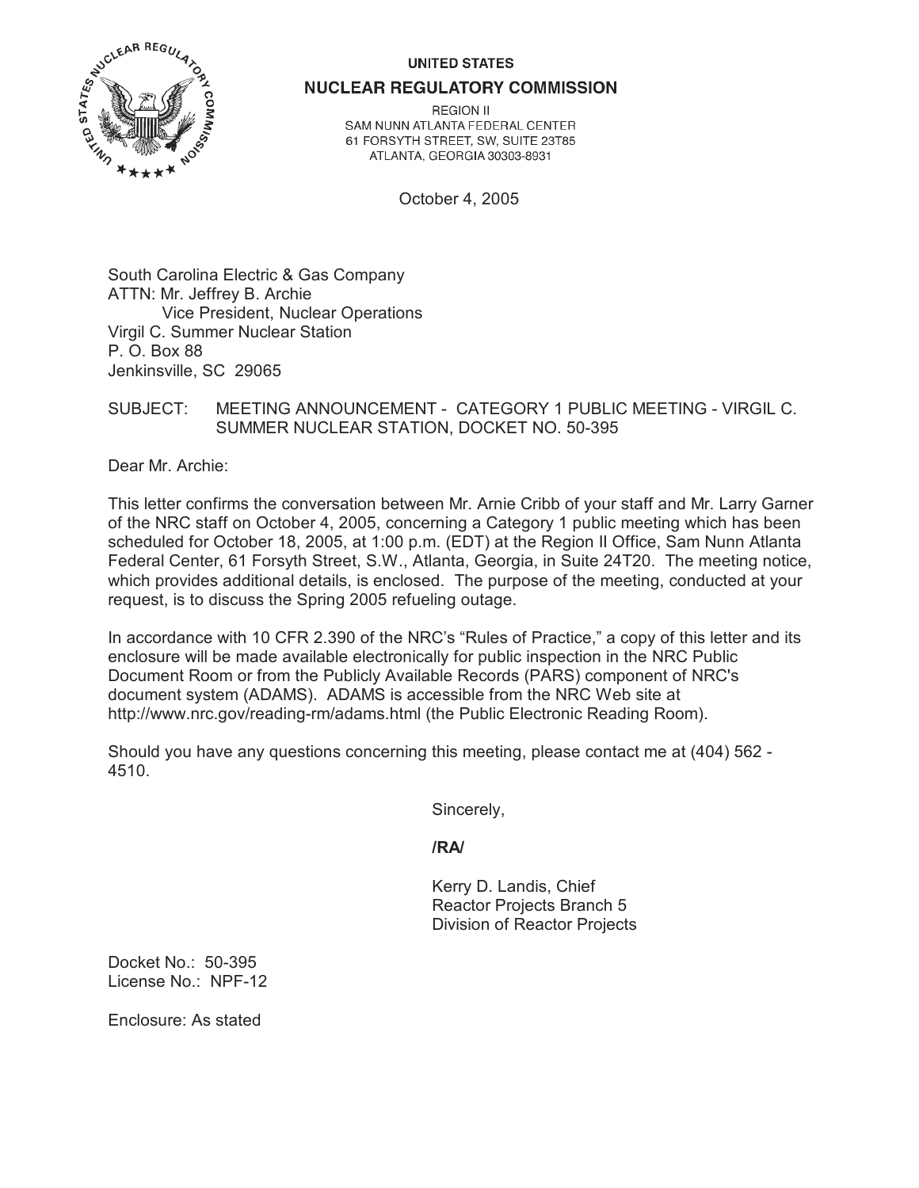UNITED STATES

NUCLEAR REGULATORY COMMISSION

REGION II
SAM NUNN ATLANTA FEDERAL CENTER
61 FORSYTH STREET, SW, SUITE 23T85
ATLANTA, GEORGIA 30303-8931

October 4, 2005

South Carolina Electric & Gas Company
ATTN: Mr. Jeffrey B. Archie
Vice President, Nuclear Operations
Virgil C. Summer Nuclear Station
P. O. Box 88
Jenkinsville, SC 29065

SUBJECT: MEETING ANNOUNCEMENT - CATEGORY 1 PUBLIC MEETING - VIRGIL C. SUMMER NUCLEAR STATION, DOCKET NO. 50-395

Dear Mr. Archie:

This letter confirms the conversation between Mr. Arnie Cribb of your staff and Mr. Larry Garner of the NRC staff on October 4, 2005, concerning a Category 1 public meeting which has been scheduled for October 18, 2005, at 1:00 p.m. (EDT) at the Region II Office, Sam Nunn Atlanta Federal Center, 61 Forsyth Street, S.W., Atlanta, Georgia, in Suite 24T20. The meeting notice, which provides additional details, is enclosed. The purpose of the meeting, conducted at your request, is to discuss the Spring 2005 refueling outage.

In accordance with 10 CFR 2.390 of the NRC's "Rules of Practice," a copy of this letter and its enclosure will be made available electronically for public inspection in the NRC Public Document Room or from the Publicly Available Records (PARS) component of NRC's document system (ADAMS). ADAMS is accessible from the NRC Web site at http://www.nrc.gov/reading-rm/adams.html (the Public Electronic Reading Room).

Should you have any questions concerning this meeting, please contact me at (404) 562 - 4510.

Sincerely,

**/RA/**

Kerry D. Landis, Chief
Reactor Projects Branch 5
Division of Reactor Projects

Docket No.: 50-395
License No.: NPF-12

Enclosure: As stated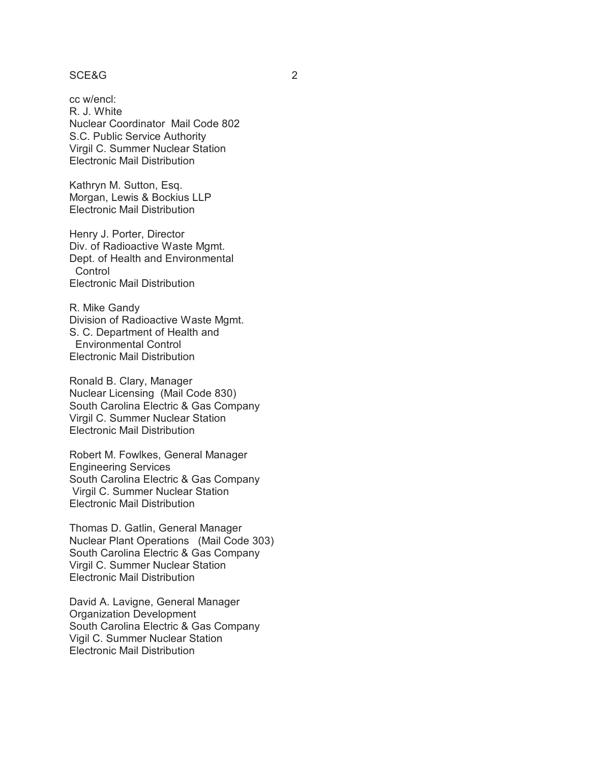cc w/encl:
R. J. White
Nuclear Coordinator Mail Code 802
S.C. Public Service Authority
Virgil C. Summer Nuclear Station
Electronic Mail Distribution

Kathryn M. Sutton, Esq.
Morgan, Lewis & Bockius LLP
Electronic Mail Distribution

Henry J. Porter, Director
Div. of Radioactive Waste Mgmt.
Dept. of Health and Environmental
Control
Electronic Mail Distribution

R. Mike Gandy
Division of Radioactive Waste Mgmt.
S. C. Department of Health and
Environmental Control
Electronic Mail Distribution

Ronald B. Clary, Manager
Nuclear Licensing (Mail Code 830)
South Carolina Electric & Gas Company
Virgil C. Summer Nuclear Station
Electronic Mail Distribution

Robert M. Fowlkes, General Manager
Engineering Services
South Carolina Electric & Gas Company
Virgil C. Summer Nuclear Station
Electronic Mail Distribution

Thomas D. Gatlin, General Manager
Nuclear Plant Operations (Mail Code 303)
South Carolina Electric & Gas Company
Virgil C. Summer Nuclear Station
Electronic Mail Distribution

David A. Lavigne, General Manager
Organization Development
South Carolina Electric & Gas Company
Vigil C. Summer Nuclear Station
Electronic Mail Distribution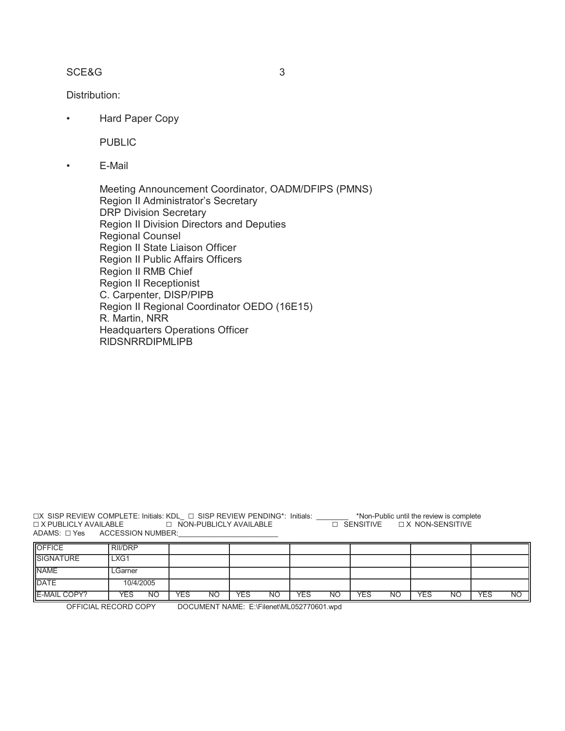SCE&G

Distribution:

- Hard Paper Copy

  PUBLIC

- E-Mail

  Meeting Announcement Coordinator, OADM/DFIPS (PMNS)
  Region II Administrator's Secretary
  DRP Division Secretary
  Region II Division Directors and Deputies
  Regional Counsel
  Region II State Liaison Officer
  Region II Public Affairs Officers
  Region II RMB Chief
  Region II Receptionist
  C. Carpenter, DISP/PIPB
  Region II Regional Coordinator OEDO (16E15)
  R. Martin, NRR
  Headquarters Operations Officer
  RIDSNRRDIPMLIPB

☐X SISP REVIEW COMPLETE: Initials: KDL_ ☐ SISP REVIEW PENDING*: Initials: ________ *Non-Public until the review is complete
☐ X PUBLICLY AVAILABLE ☐ NON-PUBLICLY AVAILABLE ☐ SENSITIVE ☐ X NON-SENSITIVE
ADAMS: ☐ Yes ACCESSION NUMBER:________________________

| OFFICE | RII/DRP | | | | | | | | | | | | | |
|---|---|---|---|---|---|---|---|---|---|---|---|---|---|---|
| SIGNATURE | LXG1 | | | | | | | | | | | | | |
| NAME | LGarner | | | | | | | | | | | | | |
| DATE | 10/4/2005 | | | | | | | | | | | | | |
| E-MAIL COPY? | YES | NO | YES | NO | YES | NO | YES | NO | YES | NO | YES | NO | YES | NO |

OFFICIAL RECORD COPY DOCUMENT NAME: E:\Filenet\ML052770601.wpd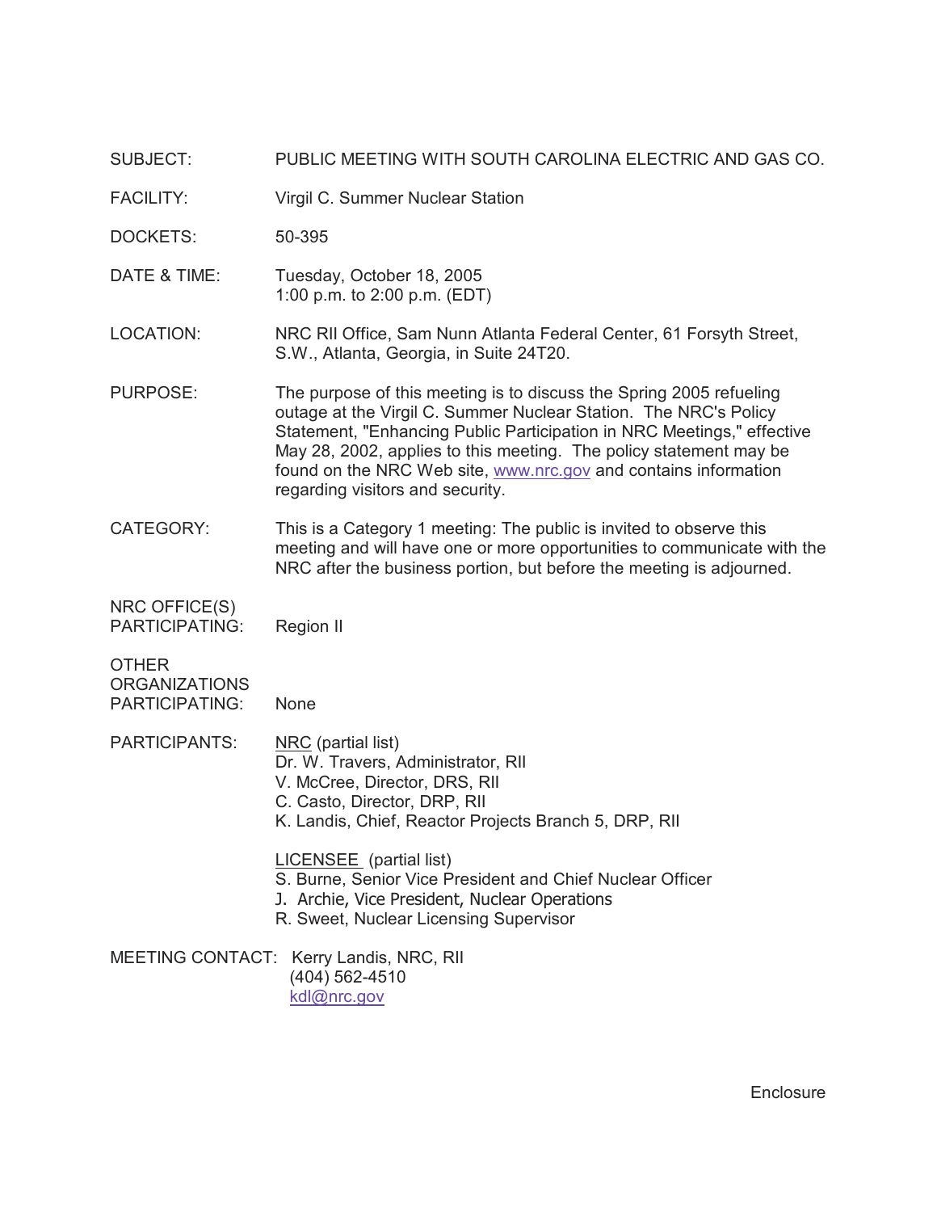SUBJECT: PUBLIC MEETING WITH SOUTH CAROLINA ELECTRIC AND GAS CO.

FACILITY: Virgil C. Summer Nuclear Station

DOCKETS: 50-395

DATE & TIME: Tuesday, October 18, 2005
1:00 p.m. to 2:00 p.m. (EDT)

LOCATION: NRC RII Office, Sam Nunn Atlanta Federal Center, 61 Forsyth Street, S.W., Atlanta, Georgia, in Suite 24T20.

PURPOSE: The purpose of this meeting is to discuss the Spring 2005 refueling outage at the Virgil C. Summer Nuclear Station. The NRC's Policy Statement, "Enhancing Public Participation in NRC Meetings," effective May 28, 2002, applies to this meeting. The policy statement may be found on the NRC Web site, www.nrc.gov and contains information regarding visitors and security.

CATEGORY: This is a Category 1 meeting: The public is invited to observe this meeting and will have one or more opportunities to communicate with the NRC after the business portion, but before the meeting is adjourned.

NRC OFFICE(S) PARTICIPATING: Region II

OTHER ORGANIZATIONS PARTICIPATING: None

PARTICIPANTS:

NRC (partial list)
Dr. W. Travers, Administrator, RII
V. McCree, Director, DRS, RII
C. Casto, Director, DRP, RII
K. Landis, Chief, Reactor Projects Branch 5, DRP, RII

LICENSEE (partial list)
S. Burne, Senior Vice President and Chief Nuclear Officer
J. Archie, Vice President, Nuclear Operations
R. Sweet, Nuclear Licensing Supervisor

MEETING CONTACT: Kerry Landis, NRC, RII
(404) 562-4510
kdl@nrc.gov

Enclosure